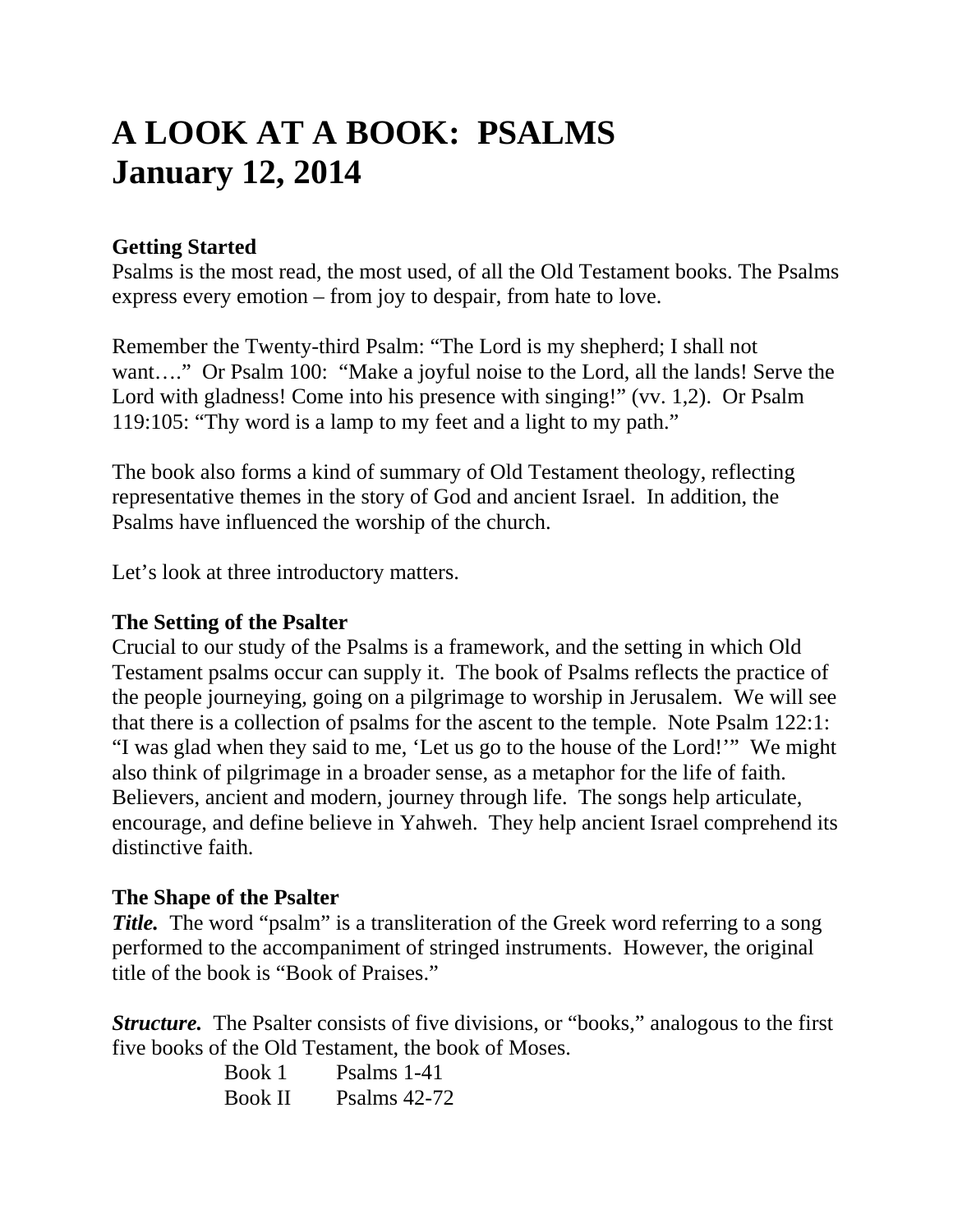# A LOOK AT A BOOK: PSALMS
# January 12, 2014

### Getting Started

Psalms is the most read, the most used, of all the Old Testament books. The Psalms express every emotion – from joy to despair, from hate to love.

Remember the Twenty-third Psalm: "The Lord is my shepherd; I shall not want…." Or Psalm 100: "Make a joyful noise to the Lord, all the lands! Serve the Lord with gladness! Come into his presence with singing!" (vv. 1,2). Or Psalm 119:105: "Thy word is a lamp to my feet and a light to my path."

The book also forms a kind of summary of Old Testament theology, reflecting representative themes in the story of God and ancient Israel. In addition, the Psalms have influenced the worship of the church.

Let's look at three introductory matters.

### The Setting of the Psalter

Crucial to our study of the Psalms is a framework, and the setting in which Old Testament psalms occur can supply it. The book of Psalms reflects the practice of the people journeying, going on a pilgrimage to worship in Jerusalem. We will see that there is a collection of psalms for the ascent to the temple. Note Psalm 122:1: "I was glad when they said to me, 'Let us go to the house of the Lord!'" We might also think of pilgrimage in a broader sense, as a metaphor for the life of faith. Believers, ancient and modern, journey through life. The songs help articulate, encourage, and define believe in Yahweh. They help ancient Israel comprehend its distinctive faith.

### The Shape of the Psalter

***Title.*** The word "psalm" is a transliteration of the Greek word referring to a song performed to the accompaniment of stringed instruments. However, the original title of the book is "Book of Praises."

***Structure.*** The Psalter consists of five divisions, or "books," analogous to the first five books of the Old Testament, the book of Moses.

Book 1 Psalms 1-41
Book II Psalms 42-72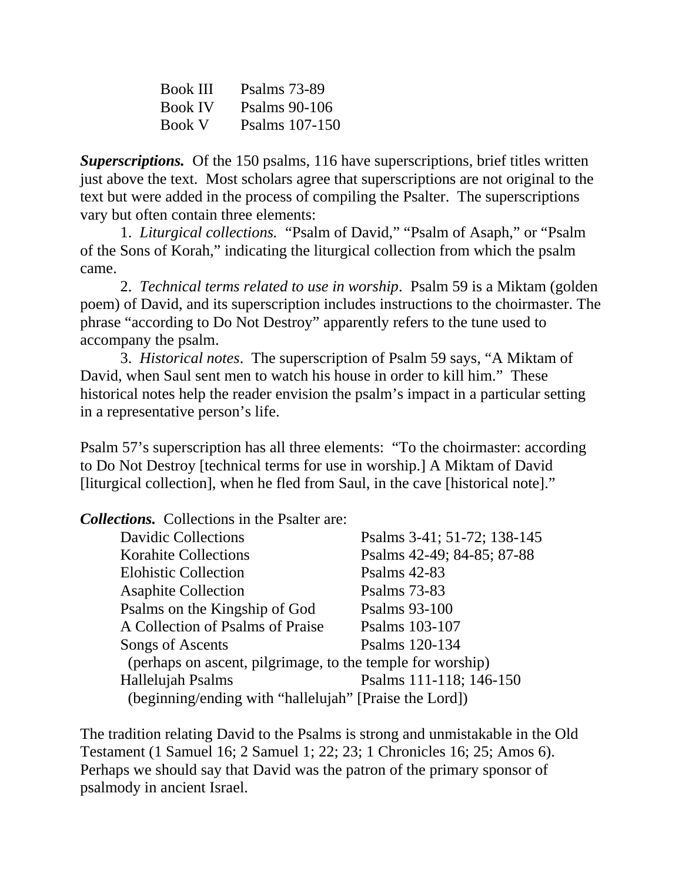| Book | Psalms |
|---|---|
| Book III | Psalms 73-89 |
| Book IV | Psalms 90-106 |
| Book V | Psalms 107-150 |

***Superscriptions.*** Of the 150 psalms, 116 have superscriptions, brief titles written just above the text. Most scholars agree that superscriptions are not original to the text but were added in the process of compiling the Psalter. The superscriptions vary but often contain three elements:

1. *Liturgical collections.* "Psalm of David," "Psalm of Asaph," or "Psalm of the Sons of Korah," indicating the liturgical collection from which the psalm came.
2. *Technical terms related to use in worship*. Psalm 59 is a Miktam (golden poem) of David, and its superscription includes instructions to the choirmaster. The phrase "according to Do Not Destroy" apparently refers to the tune used to accompany the psalm.
3. *Historical notes*. The superscription of Psalm 59 says, "A Miktam of David, when Saul sent men to watch his house in order to kill him." These historical notes help the reader envision the psalm's impact in a particular setting in a representative person's life.

Psalm 57's superscription has all three elements: "To the choirmaster: according to Do Not Destroy [technical terms for use in worship.] A Miktam of David [liturgical collection], when he fled from Saul, in the cave [historical note]."

***Collections.*** Collections in the Psalter are:

| Collection | Psalms |
|---|---|
| Davidic Collections | Psalms 3-41; 51-72; 138-145 |
| Korahite Collections | Psalms 42-49; 84-85; 87-88 |
| Elohistic Collection | Psalms 42-83 |
| Asaphite Collection | Psalms 73-83 |
| Psalms on the Kingship of God | Psalms 93-100 |
| A Collection of Psalms of Praise | Psalms 103-107 |
| Songs of Ascents (perhaps on ascent, pilgrimage, to the temple for worship) | Psalms 120-134 |
| Hallelujah Psalms (beginning/ending with "hallelujah" [Praise the Lord]) | Psalms 111-118; 146-150 |

The tradition relating David to the Psalms is strong and unmistakable in the Old Testament (1 Samuel 16; 2 Samuel 1; 22; 23; 1 Chronicles 16; 25; Amos 6). Perhaps we should say that David was the patron of the primary sponsor of psalmody in ancient Israel.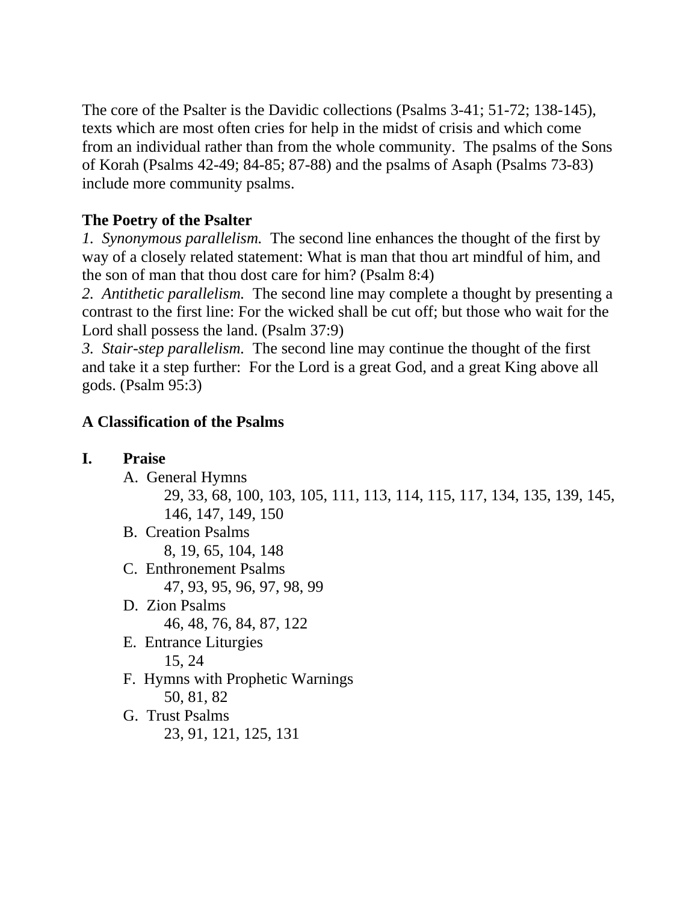The core of the Psalter is the Davidic collections (Psalms 3-41; 51-72; 138-145), texts which are most often cries for help in the midst of crisis and which come from an individual rather than from the whole community. The psalms of the Sons of Korah (Psalms 42-49; 84-85; 87-88) and the psalms of Asaph (Psalms 73-83) include more community psalms.

**The Poetry of the Psalter**

*1. Synonymous parallelism.* The second line enhances the thought of the first by way of a closely related statement: What is man that thou art mindful of him, and the son of man that thou dost care for him? (Psalm 8:4)

*2. Antithetic parallelism.* The second line may complete a thought by presenting a contrast to the first line: For the wicked shall be cut off; but those who wait for the Lord shall possess the land. (Psalm 37:9)

*3. Stair-step parallelism.* The second line may continue the thought of the first and take it a step further: For the Lord is a great God, and a great King above all gods. (Psalm 95:3)

**A Classification of the Psalms**

**I. Praise**

- A. General Hymns
  - 29, 33, 68, 100, 103, 105, 111, 113, 114, 115, 117, 134, 135, 139, 145, 146, 147, 149, 150
- B. Creation Psalms
  - 8, 19, 65, 104, 148
- C. Enthronement Psalms
  - 47, 93, 95, 96, 97, 98, 99
- D. Zion Psalms
  - 46, 48, 76, 84, 87, 122
- E. Entrance Liturgies
  - 15, 24
- F. Hymns with Prophetic Warnings
  - 50, 81, 82
- G. Trust Psalms
  - 23, 91, 121, 125, 131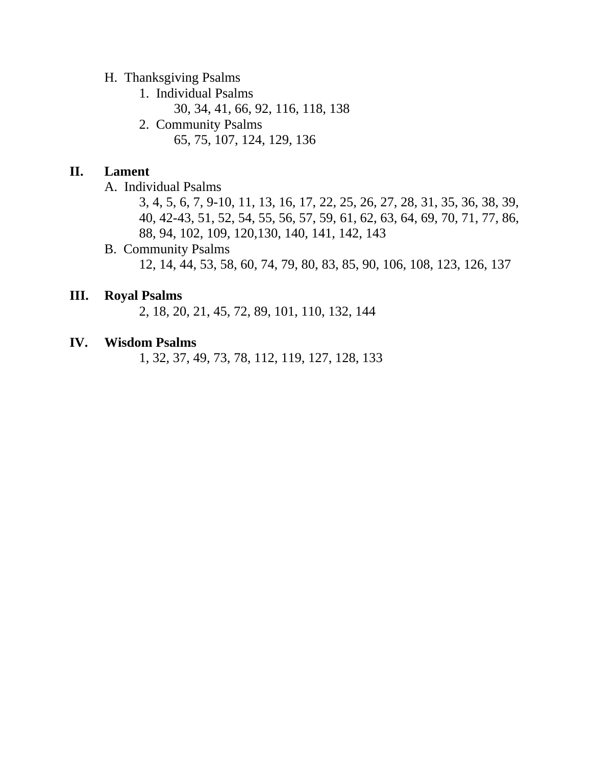H. Thanksgiving Psalms

1. Individual Psalms

   30, 34, 41, 66, 92, 116, 118, 138

2. Community Psalms

   65, 75, 107, 124, 129, 136

## II. Lament

A. Individual Psalms

3, 4, 5, 6, 7, 9-10, 11, 13, 16, 17, 22, 25, 26, 27, 28, 31, 35, 36, 38, 39, 40, 42-43, 51, 52, 54, 55, 56, 57, 59, 61, 62, 63, 64, 69, 70, 71, 77, 86, 88, 94, 102, 109, 120,130, 140, 141, 142, 143

B. Community Psalms

12, 14, 44, 53, 58, 60, 74, 79, 80, 83, 85, 90, 106, 108, 123, 126, 137

## III. Royal Psalms

2, 18, 20, 21, 45, 72, 89, 101, 110, 132, 144

## IV. Wisdom Psalms

1, 32, 37, 49, 73, 78, 112, 119, 127, 128, 133